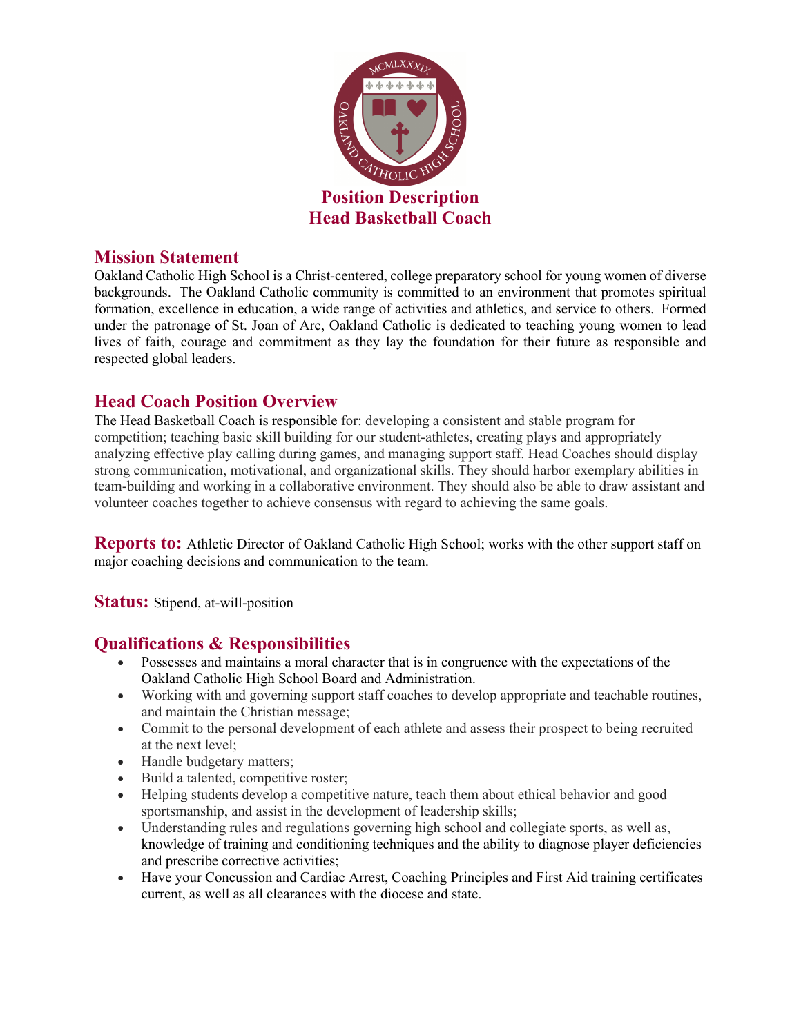# Position Description
# Head Basketball Coach

## Mission Statement

Oakland Catholic High School is a Christ-centered, college preparatory school for young women of diverse backgrounds. The Oakland Catholic community is committed to an environment that promotes spiritual formation, excellence in education, a wide range of activities and athletics, and service to others. Formed under the patronage of St. Joan of Arc, Oakland Catholic is dedicated to teaching young women to lead lives of faith, courage and commitment as they lay the foundation for their future as responsible and respected global leaders.

## Head Coach Position Overview

The Head Basketball Coach is responsible for: developing a consistent and stable program for competition; teaching basic skill building for our student-athletes, creating plays and appropriately analyzing effective play calling during games, and managing support staff. Head Coaches should display strong communication, motivational, and organizational skills. They should harbor exemplary abilities in team-building and working in a collaborative environment. They should also be able to draw assistant and volunteer coaches together to achieve consensus with regard to achieving the same goals.

**Reports to:** Athletic Director of Oakland Catholic High School; works with the other support staff on major coaching decisions and communication to the team.

**Status:** Stipend, at-will-position

## Qualifications & Responsibilities

- Possesses and maintains a moral character that is in congruence with the expectations of the Oakland Catholic High School Board and Administration.
- Working with and governing support staff coaches to develop appropriate and teachable routines, and maintain the Christian message;
- Commit to the personal development of each athlete and assess their prospect to being recruited at the next level;
- Handle budgetary matters;
- Build a talented, competitive roster;
- Helping students develop a competitive nature, teach them about ethical behavior and good sportsmanship, and assist in the development of leadership skills;
- Understanding rules and regulations governing high school and collegiate sports, as well as, knowledge of training and conditioning techniques and the ability to diagnose player deficiencies and prescribe corrective activities;
- Have your Concussion and Cardiac Arrest, Coaching Principles and First Aid training certificates current, as well as all clearances with the diocese and state.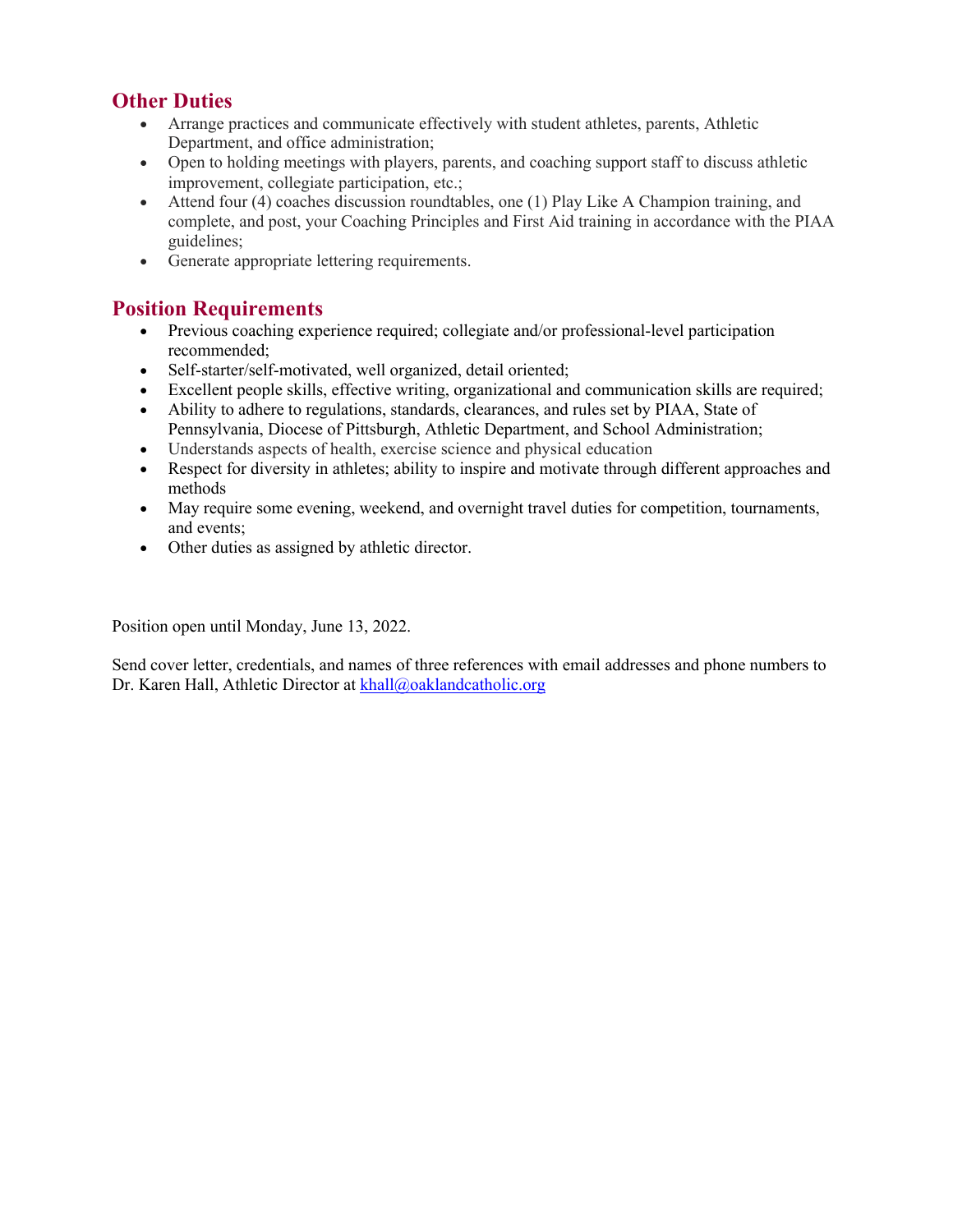## Other Duties

- Arrange practices and communicate effectively with student athletes, parents, Athletic Department, and office administration;
- Open to holding meetings with players, parents, and coaching support staff to discuss athletic improvement, collegiate participation, etc.;
- Attend four (4) coaches discussion roundtables, one (1) Play Like A Champion training, and complete, and post, your Coaching Principles and First Aid training in accordance with the PIAA guidelines;
- Generate appropriate lettering requirements.

## Position Requirements

- Previous coaching experience required; collegiate and/or professional-level participation recommended;
- Self-starter/self-motivated, well organized, detail oriented;
- Excellent people skills, effective writing, organizational and communication skills are required;
- Ability to adhere to regulations, standards, clearances, and rules set by PIAA, State of Pennsylvania, Diocese of Pittsburgh, Athletic Department, and School Administration;
- Understands aspects of health, exercise science and physical education
- Respect for diversity in athletes; ability to inspire and motivate through different approaches and methods
- May require some evening, weekend, and overnight travel duties for competition, tournaments, and events;
- Other duties as assigned by athletic director.

Position open until Monday, June 13, 2022.

Send cover letter, credentials, and names of three references with email addresses and phone numbers to Dr. Karen Hall, Athletic Director at khall@oaklandcatholic.org